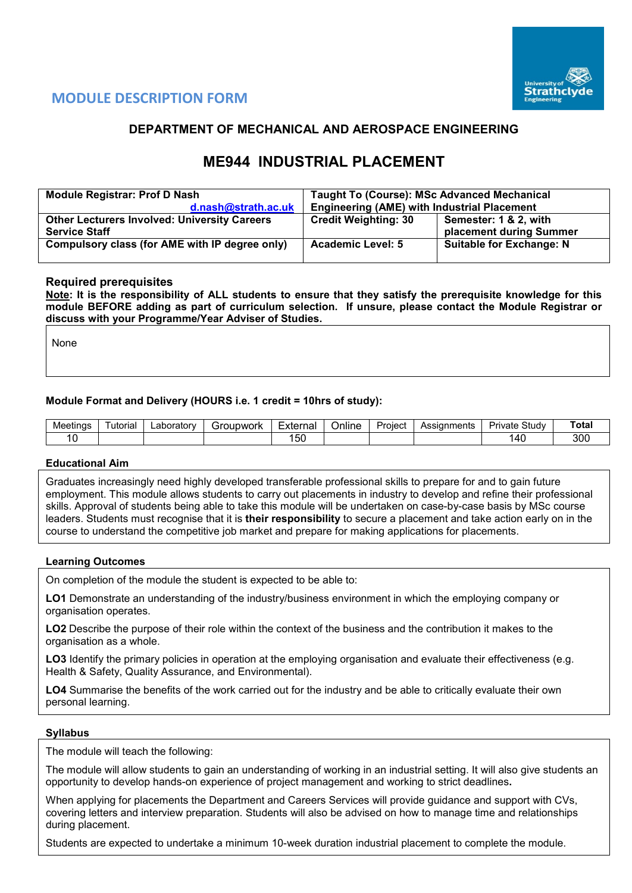## MODULE DESCRIPTION FORM

### DEPARTMENT OF MECHANICAL AND AEROSPACE ENGINEERING

# ME944 INDUSTRIAL PLACEMENT

| Module Registrar: Prof D Nash d.nash@strath.ac.uk | Taught To (Course): MSc Advanced Mechanical Engineering (AME) with Industrial Placement | |
|---|---|---|
| Other Lecturers Involved: University Careers Service Staff | Credit Weighting: 30 | Semester: 1 & 2, with placement during Summer |
| Compulsory class (for AME with IP degree only) | Academic Level: 5 | Suitable for Exchange: N |

### Required prerequisites

**Note: It is the responsibility of ALL students to ensure that they satisfy the prerequisite knowledge for this module BEFORE adding as part of curriculum selection. If unsure, please contact the Module Registrar or discuss with your Programme/Year Adviser of Studies.**

None

### Module Format and Delivery (HOURS i.e. 1 credit = 10hrs of study):

| Meetings | Tutorial | Laboratory | Groupwork | External | Online | Project | Assignments | Private Study | Total |
|---|---|---|---|---|---|---|---|---|---|
| 10 | | | | 150 | | | | 140 | 300 |

### Educational Aim

Graduates increasingly need highly developed transferable professional skills to prepare for and to gain future employment. This module allows students to carry out placements in industry to develop and refine their professional skills. Approval of students being able to take this module will be undertaken on case-by-case basis by MSc course leaders. Students must recognise that it is **their responsibility** to secure a placement and take action early on in the course to understand the competitive job market and prepare for making applications for placements.

### Learning Outcomes

On completion of the module the student is expected to be able to:

**LO1** Demonstrate an understanding of the industry/business environment in which the employing company or organisation operates.

**LO2** Describe the purpose of their role within the context of the business and the contribution it makes to the organisation as a whole.

**LO3** Identify the primary policies in operation at the employing organisation and evaluate their effectiveness (e.g. Health & Safety, Quality Assurance, and Environmental).

**LO4** Summarise the benefits of the work carried out for the industry and be able to critically evaluate their own personal learning.

### Syllabus

The module will teach the following:

The module will allow students to gain an understanding of working in an industrial setting. It will also give students an opportunity to develop hands-on experience of project management and working to strict deadlines.

When applying for placements the Department and Careers Services will provide guidance and support with CVs, covering letters and interview preparation. Students will also be advised on how to manage time and relationships during placement.

Students are expected to undertake a minimum 10-week duration industrial placement to complete the module.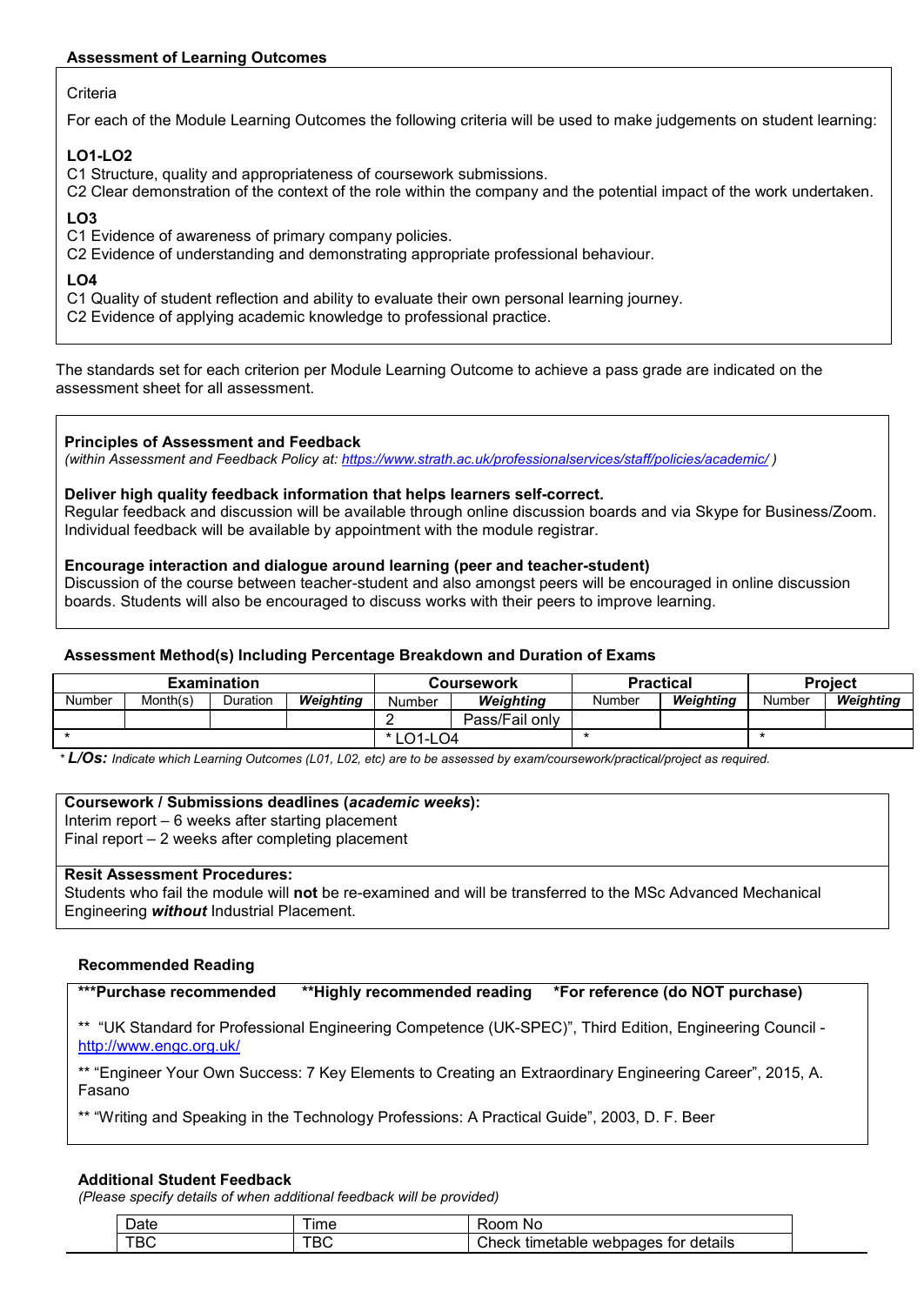**Assessment of Learning Outcomes**

Criteria

For each of the Module Learning Outcomes the following criteria will be used to make judgements on student learning:

**LO1-LO2**

C1 Structure, quality and appropriateness of coursework submissions.
C2 Clear demonstration of the context of the role within the company and the potential impact of the work undertaken.

**LO3**

C1 Evidence of awareness of primary company policies.
C2 Evidence of understanding and demonstrating appropriate professional behaviour.

**LO4**

C1 Quality of student reflection and ability to evaluate their own personal learning journey.
C2 Evidence of applying academic knowledge to professional practice.

The standards set for each criterion per Module Learning Outcome to achieve a pass grade are indicated on the assessment sheet for all assessment.

**Principles of Assessment and Feedback**
*(within Assessment and Feedback Policy at: https://www.strath.ac.uk/professionalservices/staff/policies/academic/ )*

**Deliver high quality feedback information that helps learners self-correct.**
Regular feedback and discussion will be available through online discussion boards and via Skype for Business/Zoom. Individual feedback will be available by appointment with the module registrar.

**Encourage interaction and dialogue around learning (peer and teacher-student)**
Discussion of the course between teacher-student and also amongst peers will be encouraged in online discussion boards. Students will also be encouraged to discuss works with their peers to improve learning.

**Assessment Method(s) Including Percentage Breakdown and Duration of Exams**

| Examination | | | | Coursework | | Practical | | Project | |
|---|---|---|---|---|---|---|---|---|---|
| Number | Month(s) | Duration | ***Weighting*** | Number | ***Weighting*** | Number | ***Weighting*** | Number | ***Weighting*** |
| | | | | 2 | Pass/Fail only | | | | |
| * | | | | * LO1-LO4 | | * | | * | |

\* ***L/Os:*** *Indicate which Learning Outcomes (L01, L02, etc) are to be assessed by exam/coursework/practical/project as required.*

**Coursework / Submissions deadlines (*academic weeks*):**
Interim report – 6 weeks after starting placement
Final report – 2 weeks after completing placement

**Resit Assessment Procedures:**
Students who fail the module will **not** be re-examined and will be transferred to the MSc Advanced Mechanical Engineering ***without*** Industrial Placement.

**Recommended Reading**

**\*\*\*Purchase recommended \*\*Highly recommended reading \*For reference (do NOT purchase)**

** "UK Standard for Professional Engineering Competence (UK-SPEC)", Third Edition, Engineering Council - http://www.engc.org.uk/

** "Engineer Your Own Success: 7 Key Elements to Creating an Extraordinary Engineering Career", 2015, A. Fasano

** "Writing and Speaking in the Technology Professions: A Practical Guide", 2003, D. F. Beer

**Additional Student Feedback**
*(Please specify details of when additional feedback will be provided)*

| Date | Time | Room No |
|---|---|---|
| TBC | TBC | Check timetable webpages for details |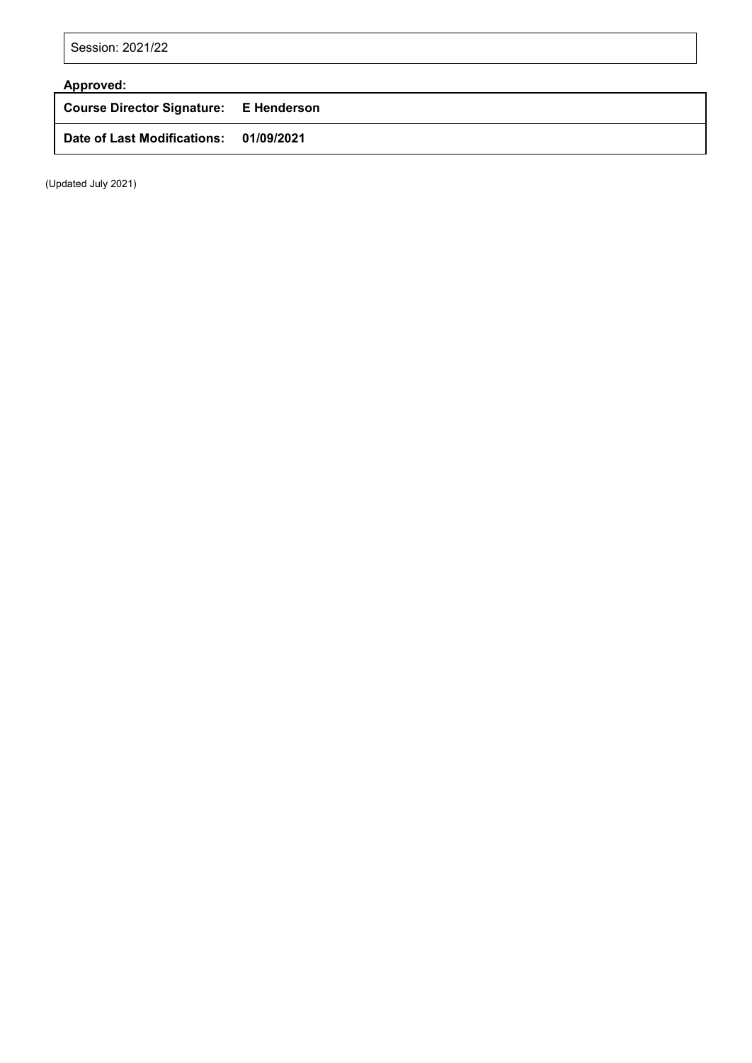| Session: 2021/22 |
| --- |

**Approved:**

| **Course Director Signature:** | **E Henderson** |
| --- | --- |
| **Date of Last Modifications:** | **01/09/2021** |

(Updated July 2021)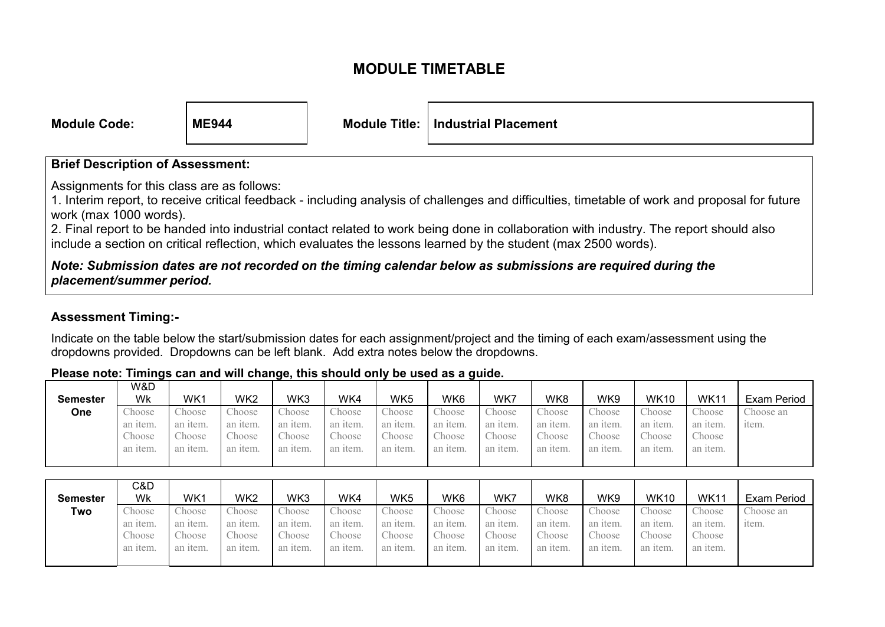# MODULE TIMETABLE

| | | | |
|---|---|---|---|
| **Module Code:** | **ME944** | **Module Title:** | **Industrial Placement** |

**Brief Description of Assessment:**

Assignments for this class are as follows:

1. Interim report, to receive critical feedback - including analysis of challenges and difficulties, timetable of work and proposal for future work (max 1000 words).
2. Final report to be handed into industrial contact related to work being done in collaboration with industry. The report should also include a section on critical reflection, which evaluates the lessons learned by the student (max 2500 words).

***Note: Submission dates are not recorded on the timing calendar below as submissions are required during the placement/summer period.***

**Assessment Timing:-**

Indicate on the table below the start/submission dates for each assignment/project and the timing of each exam/assessment using the dropdowns provided. Dropdowns can be left blank. Add extra notes below the dropdowns.

**Please note: Timings can and will change, this should only be used as a guide.**

| **Semester One** | W&D Wk | WK1 | WK2 | WK3 | WK4 | WK5 | WK6 | WK7 | WK8 | WK9 | WK10 | WK11 | Exam Period |
|---|---|---|---|---|---|---|---|---|---|---|---|---|---|
| | Choose an item. Choose an item. | Choose an item. Choose an item. | Choose an item. Choose an item. | Choose an item. Choose an item. | Choose an item. Choose an item. | Choose an item. Choose an item. | Choose an item. Choose an item. | Choose an item. Choose an item. | Choose an item. Choose an item. | Choose an item. Choose an item. | Choose an item. Choose an item. | Choose an item. Choose an item. | Choose an item. |

| **Semester Two** | C&D Wk | WK1 | WK2 | WK3 | WK4 | WK5 | WK6 | WK7 | WK8 | WK9 | WK10 | WK11 | Exam Period |
|---|---|---|---|---|---|---|---|---|---|---|---|---|---|
| | Choose an item. Choose an item. | Choose an item. Choose an item. | Choose an item. Choose an item. | Choose an item. Choose an item. | Choose an item. Choose an item. | Choose an item. Choose an item. | Choose an item. Choose an item. | Choose an item. Choose an item. | Choose an item. Choose an item. | Choose an item. Choose an item. | Choose an item. Choose an item. | Choose an item. Choose an item. | Choose an item. |